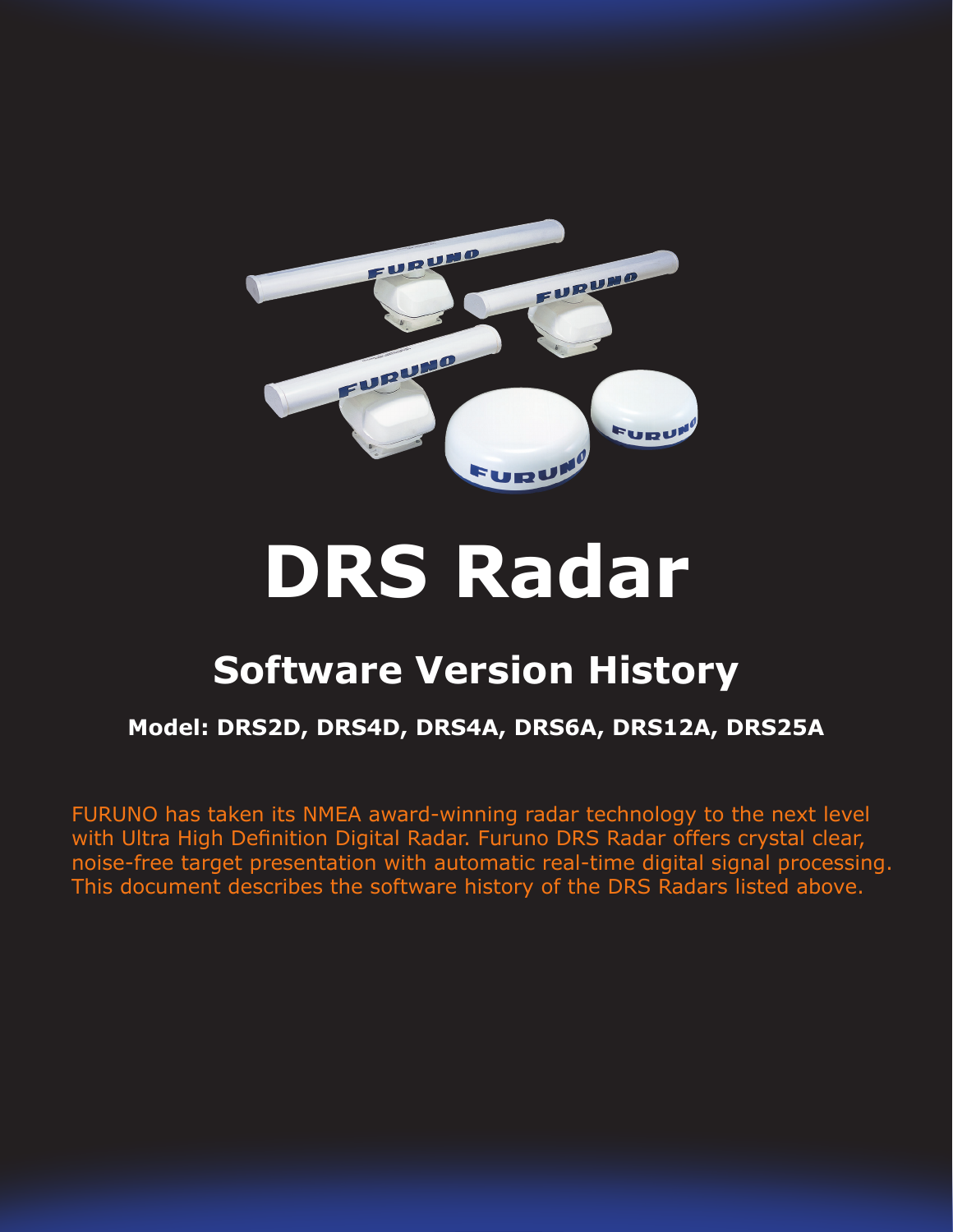# DRS Radar

## Software Version History

**Model: DRS2D, DRS4D, DRS4A, DRS6A, DRS12A, DRS25A**

FURUNO has taken its NMEA award-winning radar technology to the next level with Ultra High Definition Digital Radar. Furuno DRS Radar offers crystal clear, noise-free target presentation with automatic real-time digital signal processing. This document describes the software history of the DRS Radars listed above.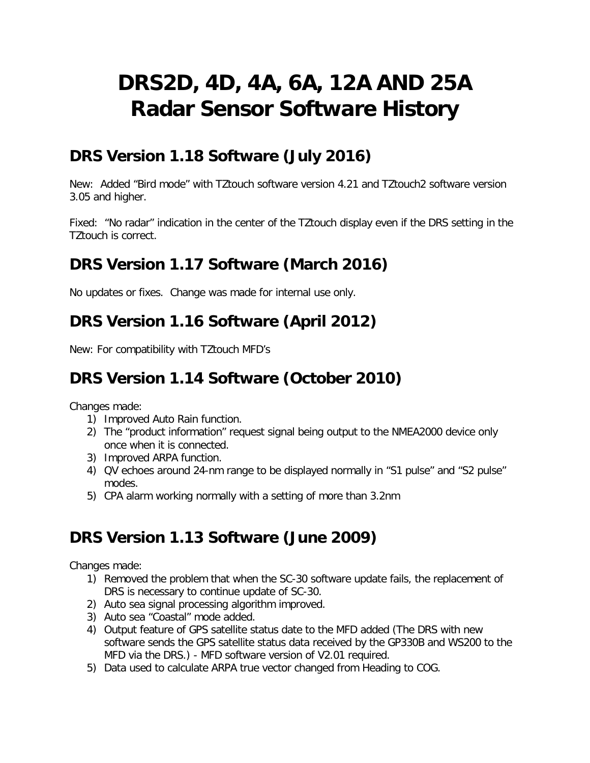# DRS2D, 4D, 4A, 6A, 12A AND 25A Radar Sensor Software History

## DRS Version 1.18 Software (July 2016)

New: Added "Bird mode" with TZtouch software version 4.21 and TZtouch2 software version 3.05 and higher.

Fixed: "No radar" indication in the center of the TZtouch display even if the DRS setting in the TZtouch is correct.

## DRS Version 1.17 Software (March 2016)

No updates or fixes. Change was made for internal use only.

## DRS Version 1.16 Software (April 2012)

New: For compatibility with TZtouch MFD's

## DRS Version 1.14 Software (October 2010)

Changes made:

1) Improved Auto Rain function.
2) The "product information" request signal being output to the NMEA2000 device only once when it is connected.
3) Improved ARPA function.
4) QV echoes around 24-nm range to be displayed normally in "S1 pulse" and "S2 pulse" modes.
5) CPA alarm working normally with a setting of more than 3.2nm

## DRS Version 1.13 Software (June 2009)

Changes made:

1) Removed the problem that when the SC-30 software update fails, the replacement of DRS is necessary to continue update of SC-30.
2) Auto sea signal processing algorithm improved.
3) Auto sea "Coastal" mode added.
4) Output feature of GPS satellite status date to the MFD added (The DRS with new software sends the GPS satellite status data received by the GP330B and WS200 to the MFD via the DRS.) - MFD software version of V2.01 required.
5) Data used to calculate ARPA true vector changed from Heading to COG.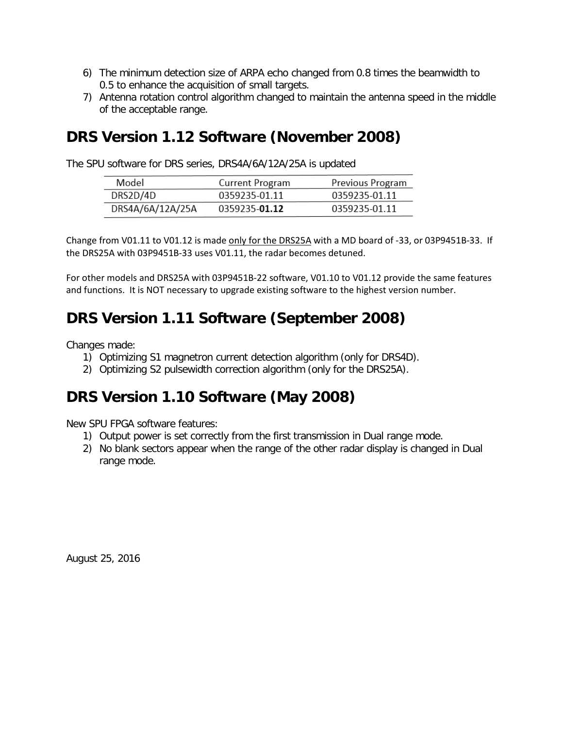6) The minimum detection size of ARPA echo changed from 0.8 times the beamwidth to 0.5 to enhance the acquisition of small targets.
7) Antenna rotation control algorithm changed to maintain the antenna speed in the middle of the acceptable range.

## DRS Version 1.12 Software (November 2008)

The SPU software for DRS series, DRS4A/6A/12A/25A is updated

| Model | Current Program | Previous Program |
|---|---|---|
| DRS2D/4D | 0359235-01.11 | 0359235-01.11 |
| DRS4A/6A/12A/25A | 0359235-**01.12** | 0359235-01.11 |

Change from V01.11 to V01.12 is made <u>only for the DRS25A</u> with a MD board of -33, or 03P9451B-33. If the DRS25A with 03P9451B-33 uses V01.11, the radar becomes detuned.

For other models and DRS25A with 03P9451B-22 software, V01.10 to V01.12 provide the same features and functions. It is NOT necessary to upgrade existing software to the highest version number.

## DRS Version 1.11 Software (September 2008)

Changes made:

1) Optimizing S1 magnetron current detection algorithm (only for DRS4D).
2) Optimizing S2 pulsewidth correction algorithm (only for the DRS25A).

## DRS Version 1.10 Software (May 2008)

New SPU FPGA software features:

1) Output power is set correctly from the first transmission in Dual range mode.
2) No blank sectors appear when the range of the other radar display is changed in Dual range mode.

August 25, 2016